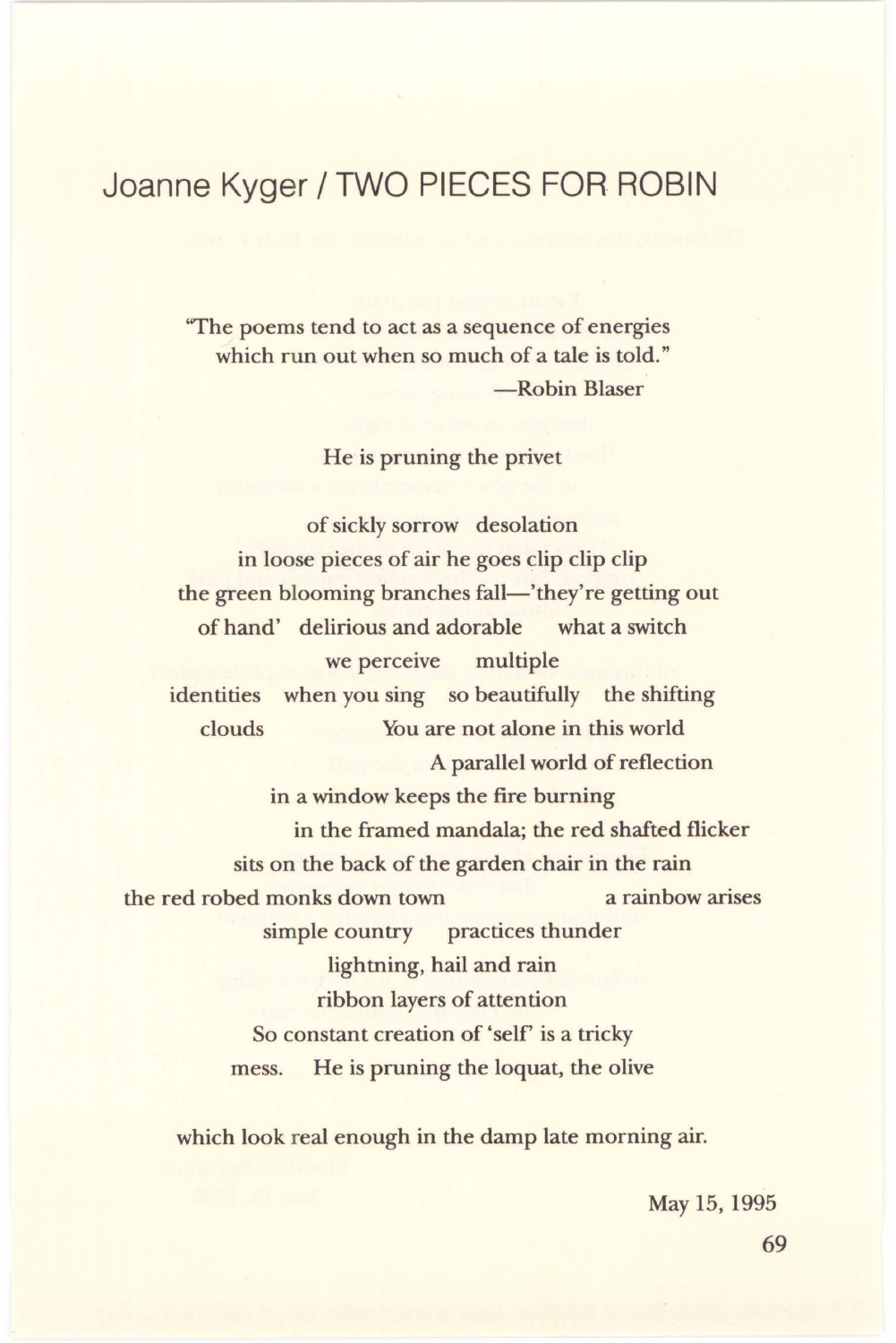# Joanne Kyger / TWO PIECES FOR ROBIN

"The poems tend to act as a sequence of energies
which run out when so much of a tale is told."
—Robin Blaser

He is pruning the privet

of sickly sorrow desolation
in loose pieces of air he goes clip clip clip
the green blooming branches fall—'they're getting out
of hand' delirious and adorable what a switch
we perceive multiple
identities when you sing so beautifully the shifting
clouds You are not alone in this world
A parallel world of reflection
in a window keeps the fire burning
in the framed mandala; the red shafted flicker
sits on the back of the garden chair in the rain
the red robed monks down town a rainbow arises
simple country practices thunder
lightning, hail and rain
ribbon layers of attention
So constant creation of 'self' is a tricky
mess. He is pruning the loquat, the olive

which look real enough in the damp late morning air.

May 15, 1995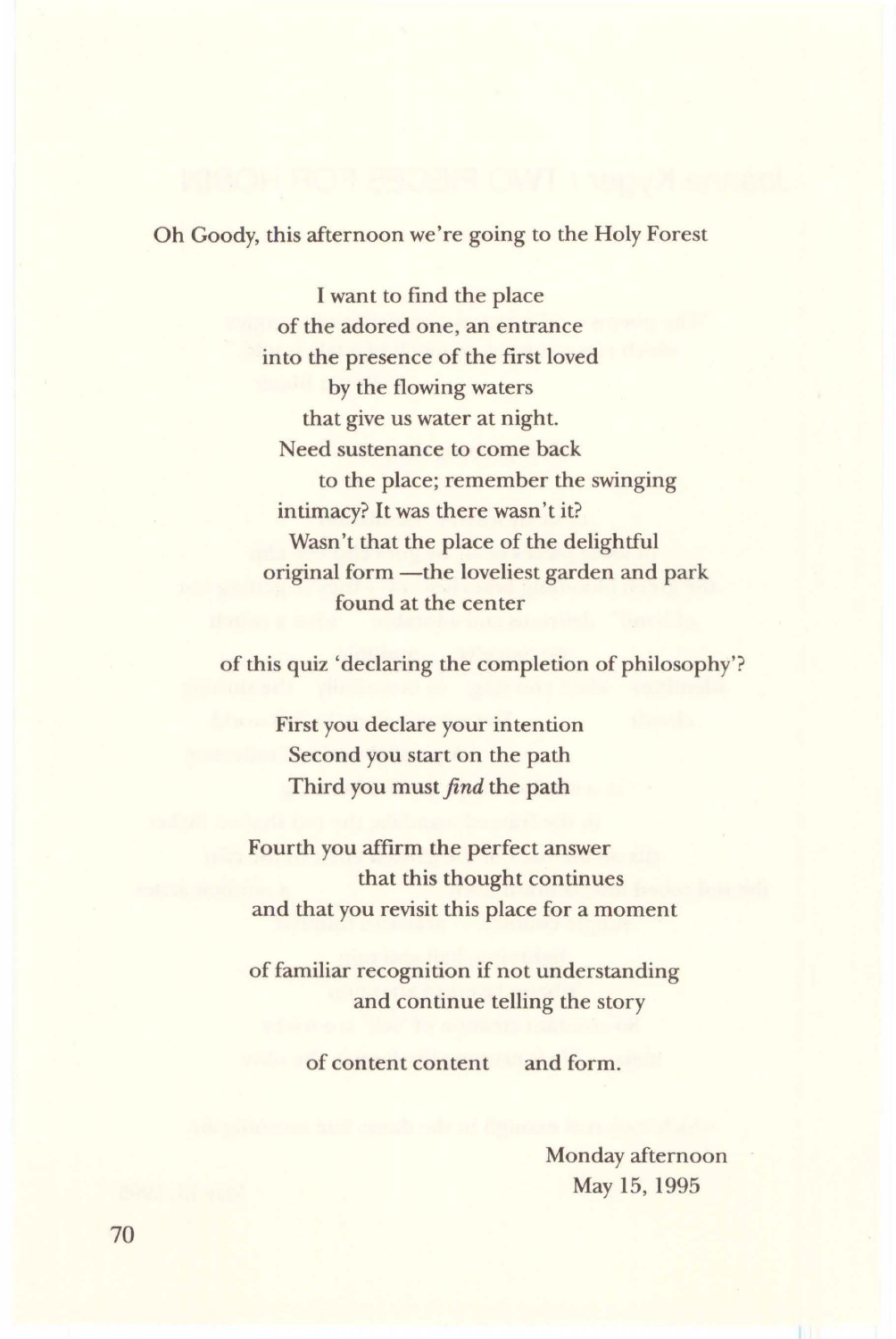Oh Goody, this afternoon we're going to the Holy Forest

I want to find the place  
of the adored one, an entrance  
into the presence of the first loved  
by the flowing waters  
that give us water at night.  
Need sustenance to come back  
to the place; remember the swinging  
intimacy? It was there wasn't it?  
Wasn't that the place of the delightful  
original form —the loveliest garden and park  
found at the center

of this quiz 'declaring the completion of philosophy'?

First you declare your intention  
Second you start on the path  
Third you must *find* the path

Fourth you affirm the perfect answer  
that this thought continues  
and that you revisit this place for a moment

of familiar recognition if not understanding  
and continue telling the story

of content content and form.

Monday afternoon  
May 15, 1995